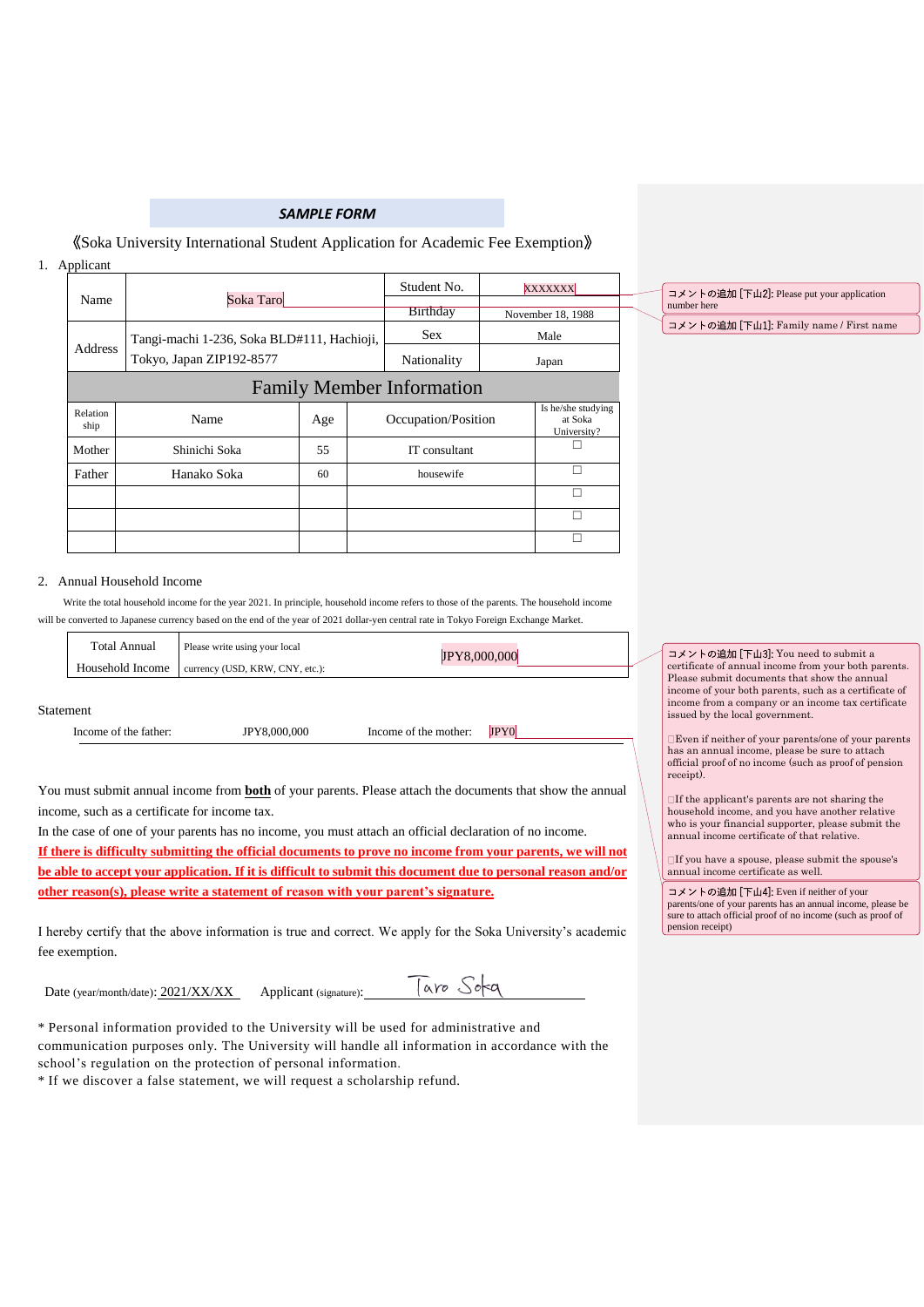**_SAMPLE FORM_**

《Soka University International Student Application for Academic Fee Exemption》

1. Applicant

| Name | Soka Taro | Student No. | XXXXXXX |
|---|---|---|---|
| | | Birthday | November 18, 1988 |
| Address | Tangi-machi 1-236, Soka BLD#111, Hachioji, Tokyo, Japan ZIP192-8577 | Sex | Male |
| | | Nationality | Japan |

## Family Member Information

| Relationship | Name | Age | Occupation/Position | Is he/she studying at Soka University? |
|---|---|---|---|---|
| Mother | Shinichi Soka | 55 | IT consultant | ☐ |
| Father | Hanako Soka | 60 | housewife | ☐ |
| | | | | ☐ |
| | | | | ☐ |
| | | | | ☐ |

2. Annual Household Income

Write the total household income for the year 2021. In principle, household income refers to those of the parents. The household income will be converted to Japanese currency based on the end of the year of 2021 dollar-yen central rate in Tokyo Foreign Exchange Market.

| Total Annual Household Income | Please write using your local currency (USD, KRW, CNY, etc.): | JPY8,000,000 |
|---|---|---|

Statement

Income of the father: JPY8,000,000　　Income of the mother: JPY0

You must submit annual income from **both** of your parents. Please attach the documents that show the annual income, such as a certificate for income tax.

In the case of one of your parents has no income, you must attach an official declaration of no income.

**If there is difficulty submitting the official documents to prove no income from your parents, we will not be able to accept your application. If it is difficult to submit this document due to personal reason and/or other reason(s), please write a statement of reason with your parent's signature.**

I hereby certify that the above information is true and correct. We apply for the Soka University's academic fee exemption.

Date (year/month/date): 2021/XX/XX　　Applicant (signature): Taro Soka

\* Personal information provided to the University will be used for administrative and communication purposes only. The University will handle all information in accordance with the school's regulation on the protection of personal information.

\* If we discover a false statement, we will request a scholarship refund.

コメントの追加 [下山2]: Please put your application number here

コメントの追加 [下山1]: Family name / First name

コメントの追加 [下山3]: You need to submit a certificate of annual income from your both parents. Please submit documents that show the annual income of your both parents, such as a certificate of income from a company or an income tax certificate issued by the local government.

□Even if neither of your parents/one of your parents has an annual income, please be sure to attach official proof of no income (such as proof of pension receipt).

□If the applicant's parents are not sharing the household income, and you have another relative who is your financial supporter, please submit the annual income certificate of that relative.

□If you have a spouse, please submit the spouse's annual income certificate as well.

コメントの追加 [下山4]: Even if neither of your parents/one of your parents has an annual income, please be sure to attach official proof of no income (such as proof of pension receipt)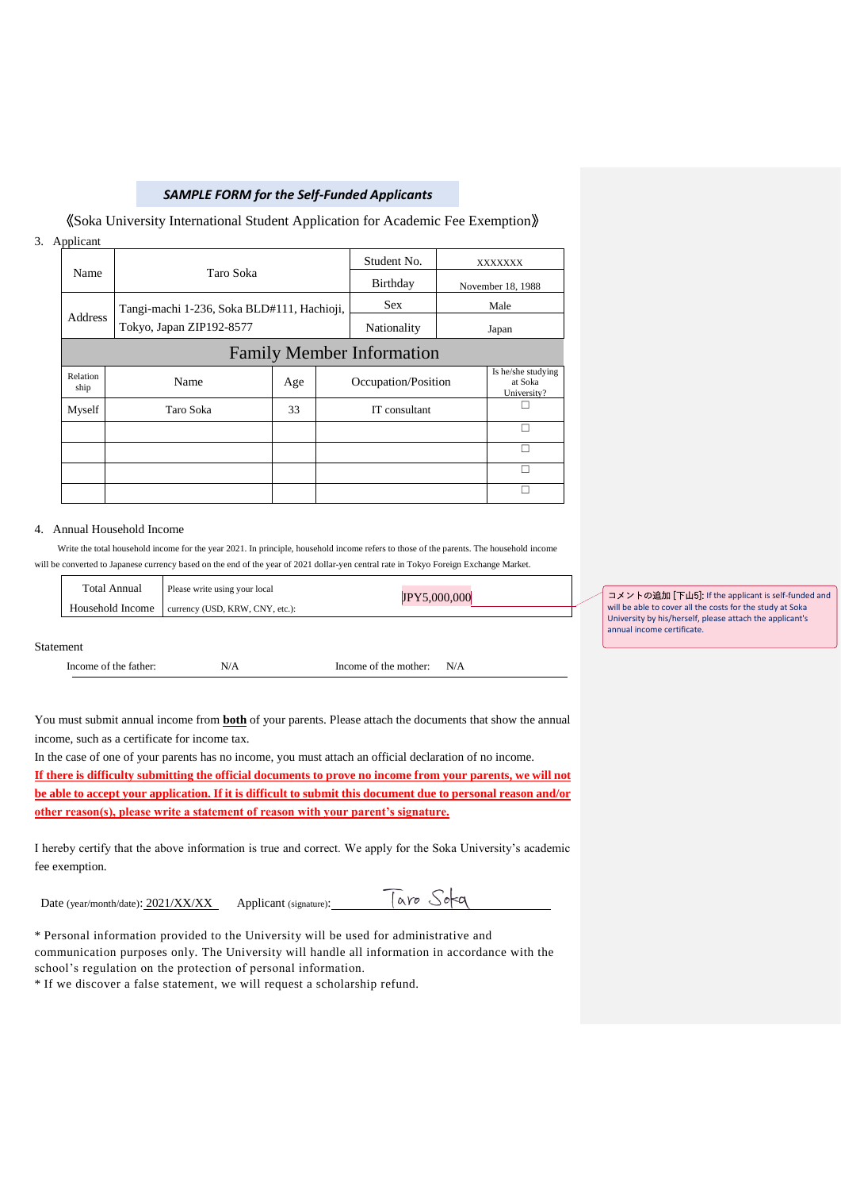***SAMPLE FORM for the Self-Funded Applicants***

《Soka University International Student Application for Academic Fee Exemption》

3. Applicant

| | | | |
|---|---|---|---|
| Name | Taro Soka | Student No. | XXXXXXX |
| | | Birthday | November 18, 1988 |
| Address | Tangi-machi 1-236, Soka BLD#111, Hachioji, Tokyo, Japan ZIP192-8577 | Sex | Male |
| | | Nationality | Japan |

**Family Member Information**

| Relationship | Name | Age | Occupation/Position | Is he/she studying at Soka University? |
|---|---|---|---|---|
| Myself | Taro Soka | 33 | IT consultant | ☐ |
| | | | | ☐ |
| | | | | ☐ |
| | | | | ☐ |
| | | | | ☐ |

4. Annual Household Income

Write the total household income for the year 2021. In principle, household income refers to those of the parents. The household income will be converted to Japanese currency based on the end of the year of 2021 dollar-yen central rate in Tokyo Foreign Exchange Market.

| | | |
|---|---|---|
| Total Annual Household Income | Please write using your local currency (USD, KRW, CNY, etc.): | JPY5,000,000 |

コメントの追加 [下山5]: If the applicant is self-funded and will be able to cover all the costs for the study at Soka University by his/herself, please attach the applicant's annual income certificate.

Statement

Income of the father: N/A Income of the mother: N/A

You must submit annual income from **both** of your parents. Please attach the documents that show the annual income, such as a certificate for income tax.

In the case of one of your parents has no income, you must attach an official declaration of no income.

**If there is difficulty submitting the official documents to prove no income from your parents, we will not be able to accept your application. If it is difficult to submit this document due to personal reason and/or other reason(s), please write a statement of reason with your parent's signature.**

I hereby certify that the above information is true and correct. We apply for the Soka University's academic fee exemption.

Date (year/month/date): 2021/XX/XX Applicant (signature): Taro Soka

\* Personal information provided to the University will be used for administrative and communication purposes only. The University will handle all information in accordance with the school's regulation on the protection of personal information.

\* If we discover a false statement, we will request a scholarship refund.